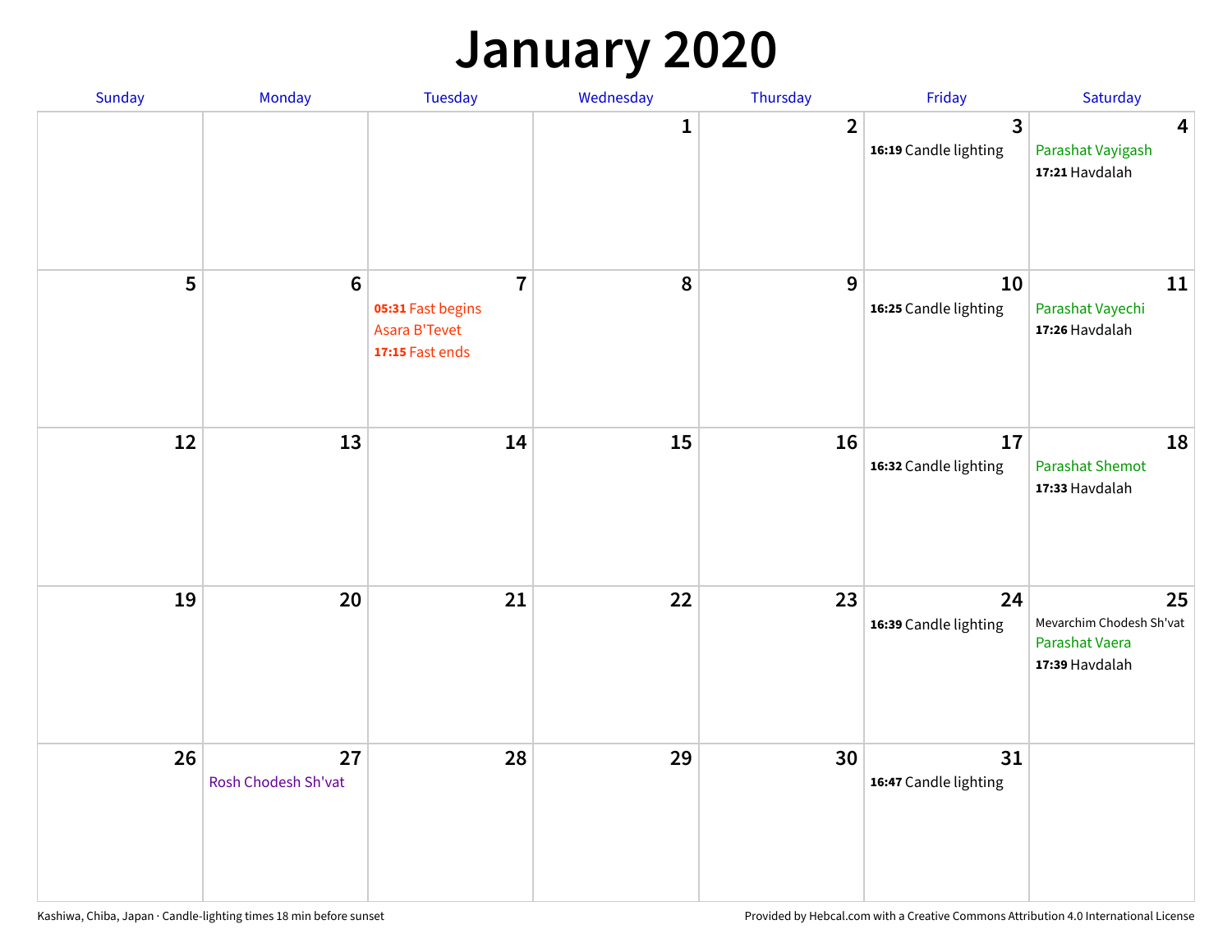# January 2020

| Sunday | Monday | Tuesday | Wednesday | Thursday | Friday | Saturday |
|---|---|---|---|---|---|---|
| | | | 1 | 2 | 3<br>**16:19** Candle lighting | 4<br>Parashat Vayigash<br>**17:21** Havdalah |
| 5 | 6 | 7<br>**05:31** Fast begins<br>Asara B'Tevet<br>**17:15** Fast ends | 8 | 9 | 10<br>**16:25** Candle lighting | 11<br>Parashat Vayechi<br>**17:26** Havdalah |
| 12 | 13 | 14 | 15 | 16 | 17<br>**16:32** Candle lighting | 18<br>Parashat Shemot<br>**17:33** Havdalah |
| 19 | 20 | 21 | 22 | 23 | 24<br>**16:39** Candle lighting | 25<br>Mevarchim Chodesh Sh'vat<br>Parashat Vaera<br>**17:39** Havdalah |
| 26 | 27<br>Rosh Chodesh Sh'vat | 28 | 29 | 30 | 31<br>**16:47** Candle lighting | |

Kashiwa, Chiba, Japan · Candle-lighting times 18 min before sunset

Provided by Hebcal.com with a Creative Commons Attribution 4.0 International License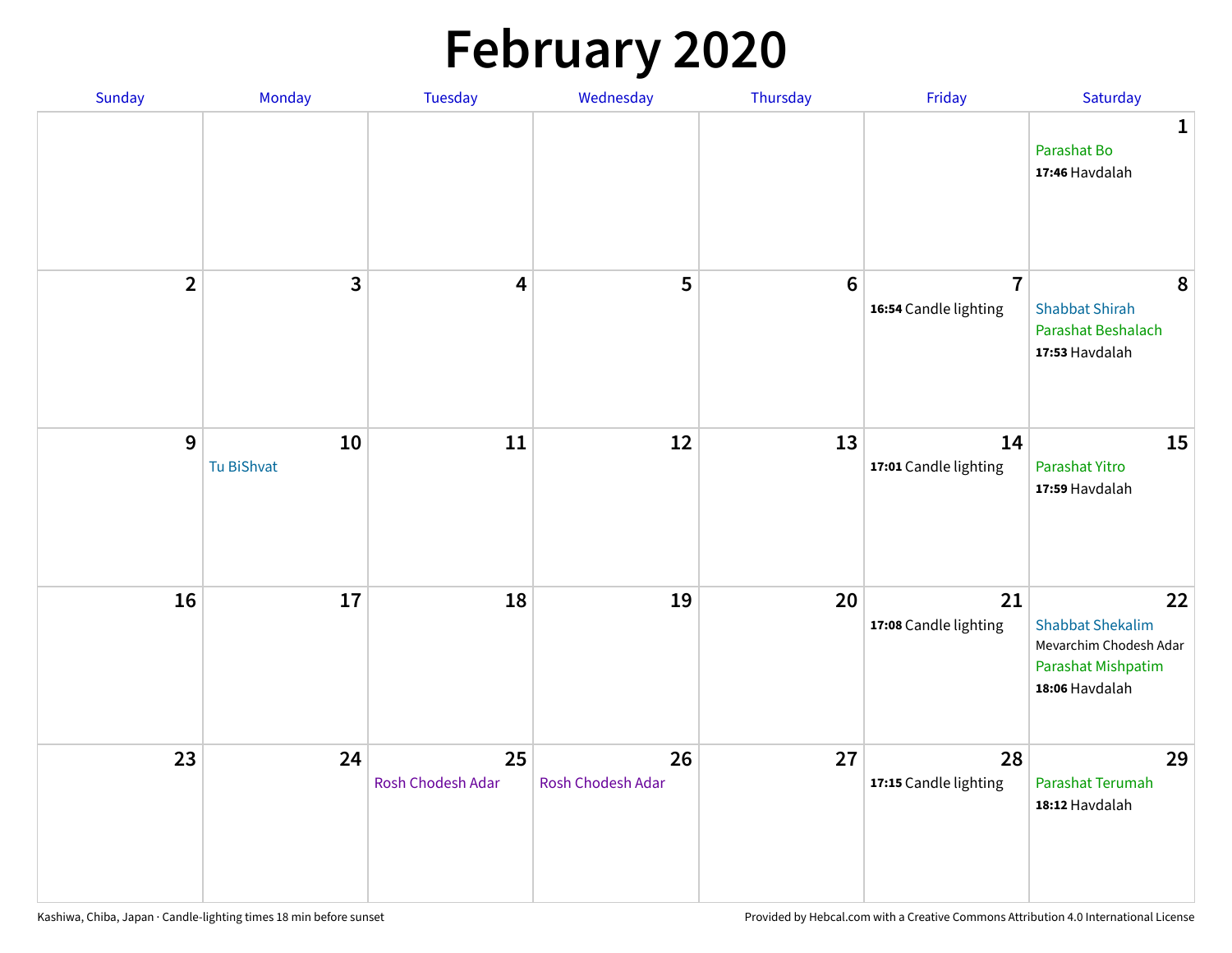# February 2020

| Sunday | Monday | Tuesday | Wednesday | Thursday | Friday | Saturday |
|---|---|---|---|---|---|---|
| | | | | | | 1<br>Parashat Bo<br>**17:46** Havdalah |
| 2 | 3 | 4 | 5 | 6 | 7<br>**16:54** Candle lighting | 8<br>Shabbat Shirah<br>Parashat Beshalach<br>**17:53** Havdalah |
| 9 | 10<br>Tu BiShvat | 11 | 12 | 13 | 14<br>**17:01** Candle lighting | 15<br>Parashat Yitro<br>**17:59** Havdalah |
| 16 | 17 | 18 | 19 | 20 | 21<br>**17:08** Candle lighting | 22<br>Shabbat Shekalim<br>Mevarchim Chodesh Adar<br>Parashat Mishpatim<br>**18:06** Havdalah |
| 23 | 24 | 25<br>Rosh Chodesh Adar | 26<br>Rosh Chodesh Adar | 27 | 28<br>**17:15** Candle lighting | 29<br>Parashat Terumah<br>**18:12** Havdalah |

Kashiwa, Chiba, Japan · Candle-lighting times 18 min before sunset

Provided by Hebcal.com with a Creative Commons Attribution 4.0 International License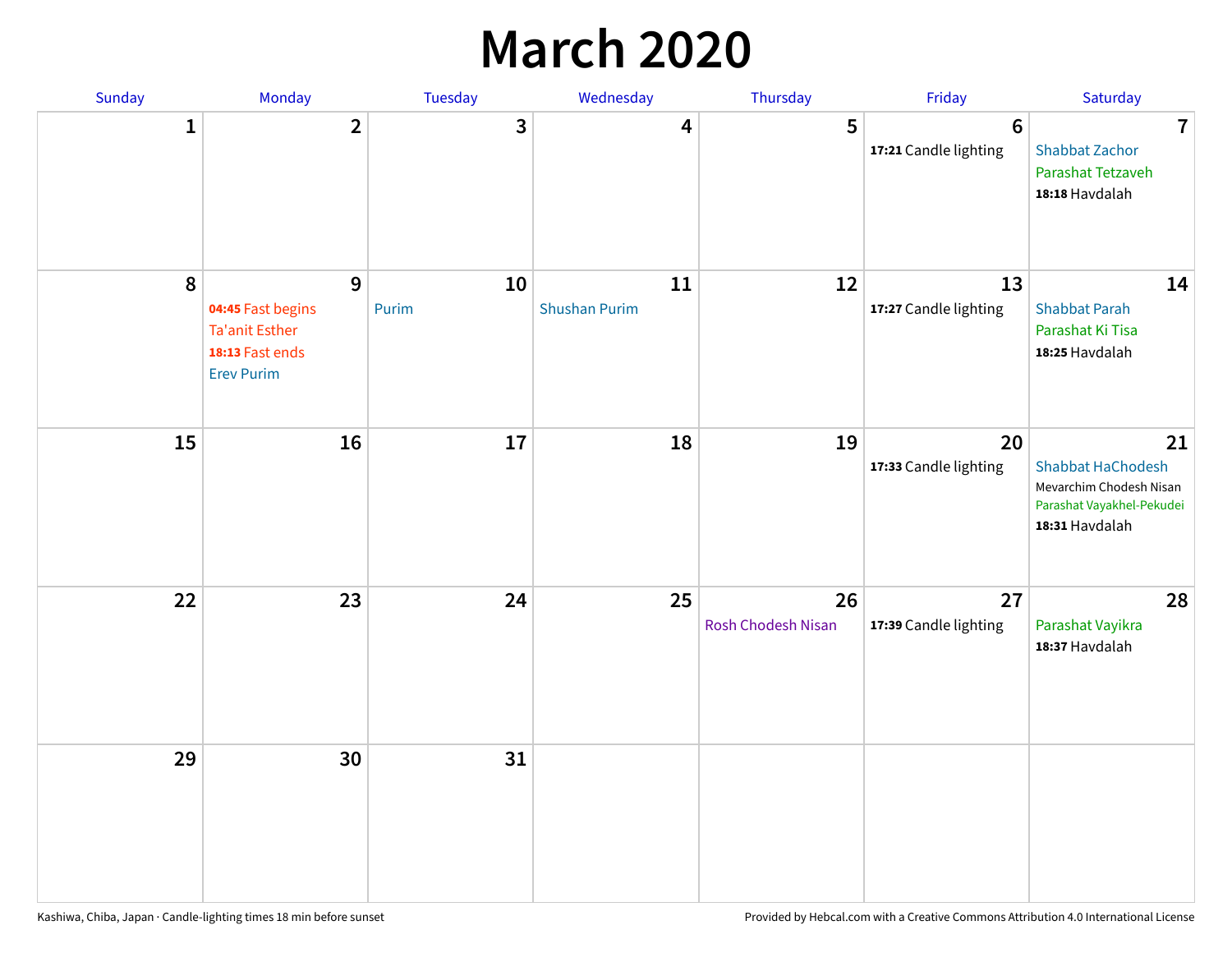# March 2020

| Sunday | Monday | Tuesday | Wednesday | Thursday | Friday | Saturday |
|---|---|---|---|---|---|---|
| 1 | 2 | 3 | 4 | 5 | 6<br>**17:21** Candle lighting | 7<br>Shabbat Zachor<br>Parashat Tetzaveh<br>**18:18** Havdalah |
| 8 | 9<br>**04:45** Fast begins<br>Ta'anit Esther<br>**18:13** Fast ends<br>Erev Purim | 10<br>Purim | 11<br>Shushan Purim | 12 | 13<br>**17:27** Candle lighting | 14<br>Shabbat Parah<br>Parashat Ki Tisa<br>**18:25** Havdalah |
| 15 | 16 | 17 | 18 | 19 | 20<br>**17:33** Candle lighting | 21<br>Shabbat HaChodesh<br>Mevarchim Chodesh Nisan<br>Parashat Vayakhel-Pekudei<br>**18:31** Havdalah |
| 22 | 23 | 24 | 25 | 26<br>Rosh Chodesh Nisan | 27<br>**17:39** Candle lighting | 28<br>Parashat Vayikra<br>**18:37** Havdalah |
| 29 | 30 | 31 | | | | |

Kashiwa, Chiba, Japan · Candle-lighting times 18 min before sunset

Provided by Hebcal.com with a Creative Commons Attribution 4.0 International License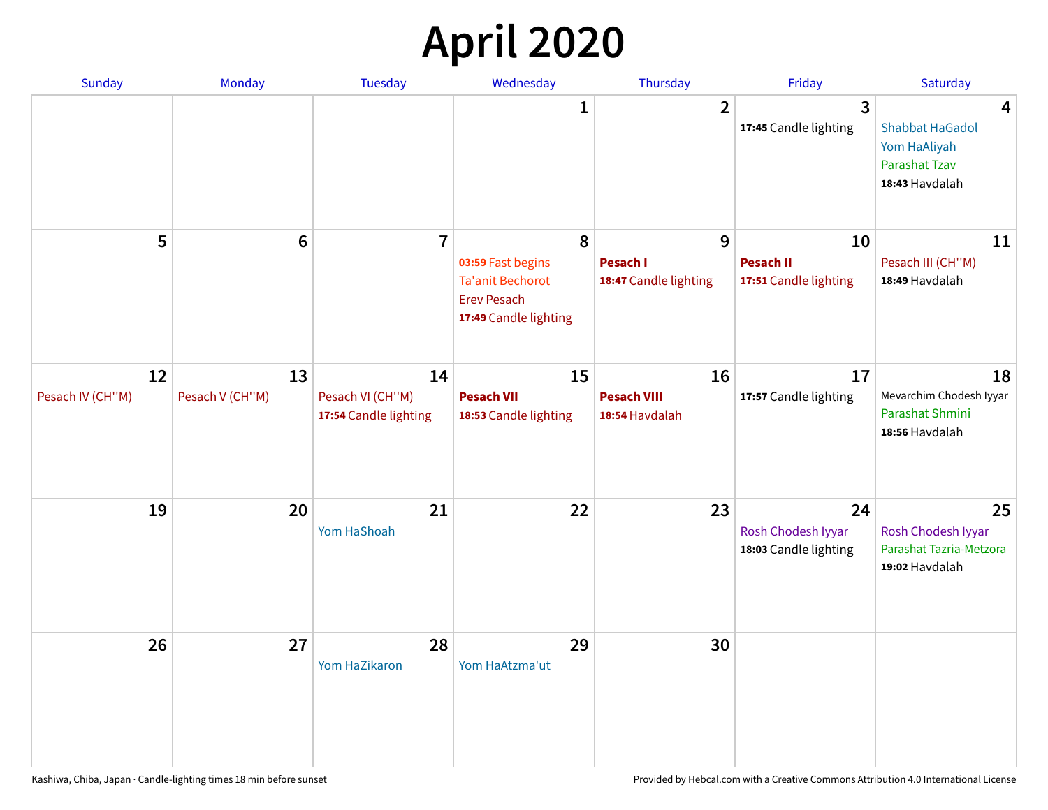# April 2020

| Sunday | Monday | Tuesday | Wednesday | Thursday | Friday | Saturday |
|---|---|---|---|---|---|---|
| | | | 1 | 2 | 3<br>**17:45** Candle lighting | 4<br>Shabbat HaGadol<br>Yom HaAliyah<br>Parashat Tzav<br>**18:43** Havdalah |
| 5 | 6 | 7 | 8<br>**03:59** Fast begins<br>Ta'anit Bechorot<br>Erev Pesach<br>**17:49** Candle lighting | 9<br>**Pesach I**<br>**18:47** Candle lighting | 10<br>**Pesach II**<br>**17:51** Candle lighting | 11<br>Pesach III (CH''M)<br>**18:49** Havdalah |
| 12<br>Pesach IV (CH''M) | 13<br>Pesach V (CH''M) | 14<br>Pesach VI (CH''M)<br>**17:54** Candle lighting | 15<br>**Pesach VII**<br>**18:53** Candle lighting | 16<br>**Pesach VIII**<br>**18:54** Havdalah | 17<br>**17:57** Candle lighting | 18<br>Mevarchim Chodesh Iyyar<br>Parashat Shmini<br>**18:56** Havdalah |
| 19 | 20 | 21<br>Yom HaShoah | 22 | 23 | 24<br>Rosh Chodesh Iyyar<br>**18:03** Candle lighting | 25<br>Rosh Chodesh Iyyar<br>Parashat Tazria-Metzora<br>**19:02** Havdalah |
| 26 | 27 | 28<br>Yom HaZikaron | 29<br>Yom HaAtzma'ut | 30 | | |

Kashiwa, Chiba, Japan · Candle-lighting times 18 min before sunset

Provided by Hebcal.com with a Creative Commons Attribution 4.0 International License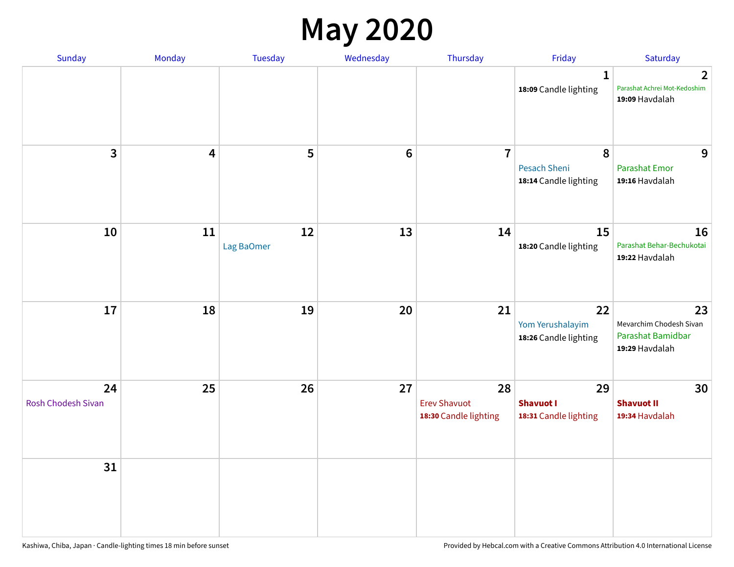# May 2020

| Sunday | Monday | Tuesday | Wednesday | Thursday | Friday | Saturday |
| --- | --- | --- | --- | --- | --- | --- |
| | | | | | 1<br>**18:09** Candle lighting | 2<br>Parashat Achrei Mot-Kedoshim<br>**19:09** Havdalah |
| 3 | 4 | 5 | 6 | 7 | 8<br>Pesach Sheni<br>**18:14** Candle lighting | 9<br>Parashat Emor<br>**19:16** Havdalah |
| 10 | 11 | 12<br>Lag BaOmer | 13 | 14 | 15<br>**18:20** Candle lighting | 16<br>Parashat Behar-Bechukotai<br>**19:22** Havdalah |
| 17 | 18 | 19 | 20 | 21 | 22<br>Yom Yerushalayim<br>**18:26** Candle lighting | 23<br>Mevarchim Chodesh Sivan<br>Parashat Bamidbar<br>**19:29** Havdalah |
| 24<br>Rosh Chodesh Sivan | 25 | 26 | 27 | 28<br>Erev Shavuot<br>**18:30** Candle lighting | 29<br>**Shavuot I**<br>**18:31** Candle lighting | 30<br>**Shavuot II**<br>**19:34** Havdalah |
| 31 | | | | | | |

Kashiwa, Chiba, Japan · Candle-lighting times 18 min before sunset

Provided by Hebcal.com with a Creative Commons Attribution 4.0 International License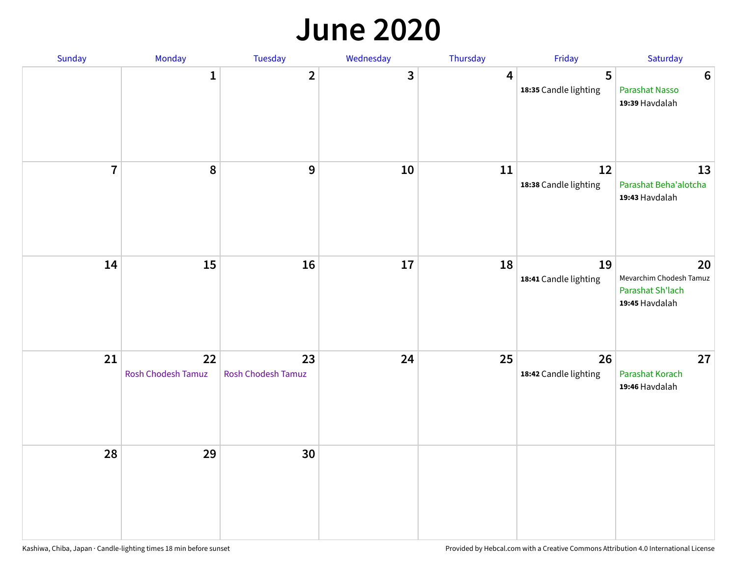# June 2020

| Sunday | Monday | Tuesday | Wednesday | Thursday | Friday | Saturday |
|---|---|---|---|---|---|---|
| | 1 | 2 | 3 | 4 | 5<br>**18:35** Candle lighting | 6<br>Parashat Nasso<br>**19:39** Havdalah |
| 7 | 8 | 9 | 10 | 11 | 12<br>**18:38** Candle lighting | 13<br>Parashat Beha'alotcha<br>**19:43** Havdalah |
| 14 | 15 | 16 | 17 | 18 | 19<br>**18:41** Candle lighting | 20<br>Mevarchim Chodesh Tamuz<br>Parashat Sh'lach<br>**19:45** Havdalah |
| 21 | 22<br>Rosh Chodesh Tamuz | 23<br>Rosh Chodesh Tamuz | 24 | 25 | 26<br>**18:42** Candle lighting | 27<br>Parashat Korach<br>**19:46** Havdalah |
| 28 | 29 | 30 | | | | |

Kashiwa, Chiba, Japan · Candle-lighting times 18 min before sunset

Provided by Hebcal.com with a Creative Commons Attribution 4.0 International License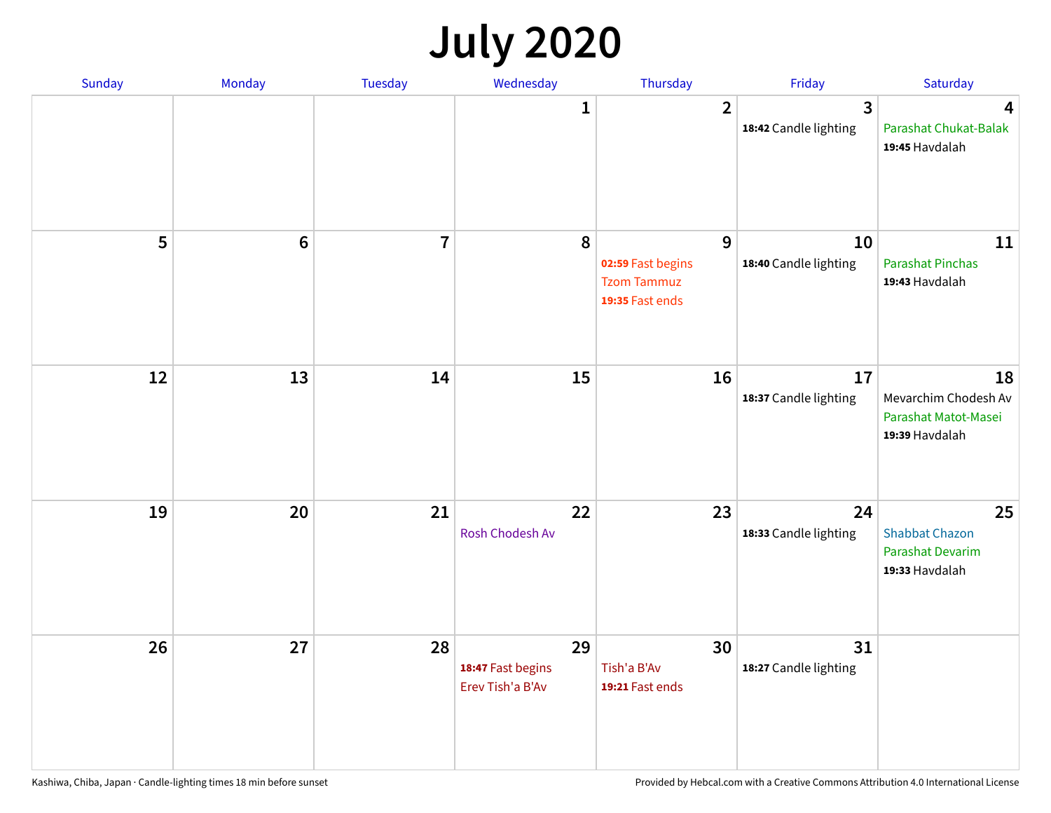# July 2020

| Sunday | Monday | Tuesday | Wednesday | Thursday | Friday | Saturday |
|---|---|---|---|---|---|---|
| | | | 1 | 2 | 3<br>**18:42** Candle lighting | 4<br>Parashat Chukat-Balak<br>**19:45** Havdalah |
| 5 | 6 | 7 | 8 | 9<br>**02:59** Fast begins<br>Tzom Tammuz<br>**19:35** Fast ends | 10<br>**18:40** Candle lighting | 11<br>Parashat Pinchas<br>**19:43** Havdalah |
| 12 | 13 | 14 | 15 | 16 | 17<br>**18:37** Candle lighting | 18<br>Mevarchim Chodesh Av<br>Parashat Matot-Masei<br>**19:39** Havdalah |
| 19 | 20 | 21 | 22<br>Rosh Chodesh Av | 23 | 24<br>**18:33** Candle lighting | 25<br>Shabbat Chazon<br>Parashat Devarim<br>**19:33** Havdalah |
| 26 | 27 | 28 | 29<br>**18:47** Fast begins<br>Erev Tish'a B'Av | 30<br>Tish'a B'Av<br>**19:21** Fast ends | 31<br>**18:27** Candle lighting | |

Kashiwa, Chiba, Japan · Candle-lighting times 18 min before sunset

Provided by Hebcal.com with a Creative Commons Attribution 4.0 International License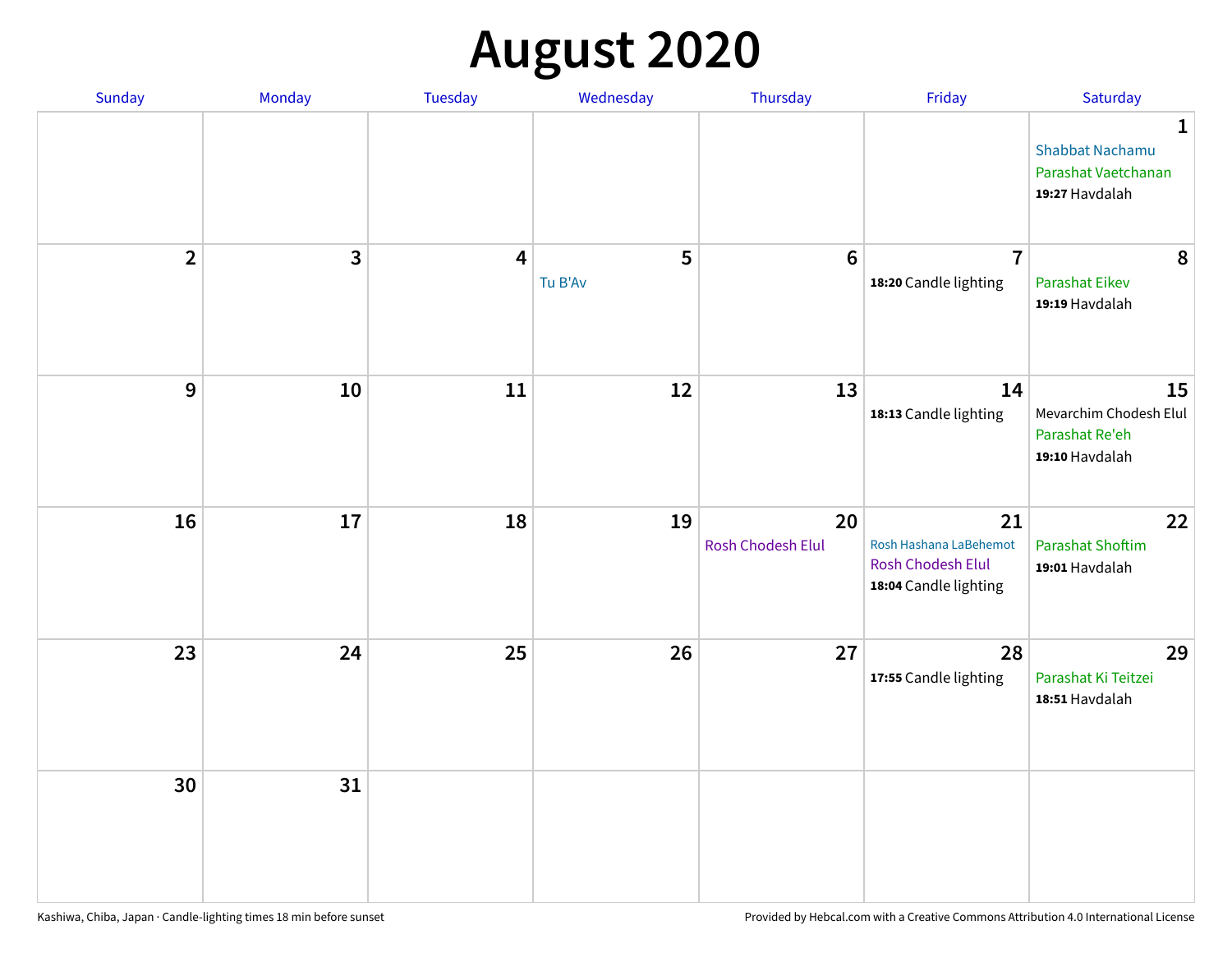# August 2020

| Sunday | Monday | Tuesday | Wednesday | Thursday | Friday | Saturday |
|---|---|---|---|---|---|---|
| | | | | | | **1** Shabbat Nachamu Parashat Vaetchanan **19:27** Havdalah |
| **2** | **3** | **4** | **5** Tu B'Av | **6** | **7** **18:20** Candle lighting | **8** Parashat Eikev **19:19** Havdalah |
| **9** | **10** | **11** | **12** | **13** | **14** **18:13** Candle lighting | **15** Mevarchim Chodesh Elul Parashat Re'eh **19:10** Havdalah |
| **16** | **17** | **18** | **19** | **20** Rosh Chodesh Elul | **21** Rosh Hashana LaBehemot Rosh Chodesh Elul **18:04** Candle lighting | **22** Parashat Shoftim **19:01** Havdalah |
| **23** | **24** | **25** | **26** | **27** | **28** **17:55** Candle lighting | **29** Parashat Ki Teitzei **18:51** Havdalah |
| **30** | **31** | | | | | |

Kashiwa, Chiba, Japan · Candle-lighting times 18 min before sunset

Provided by Hebcal.com with a Creative Commons Attribution 4.0 International License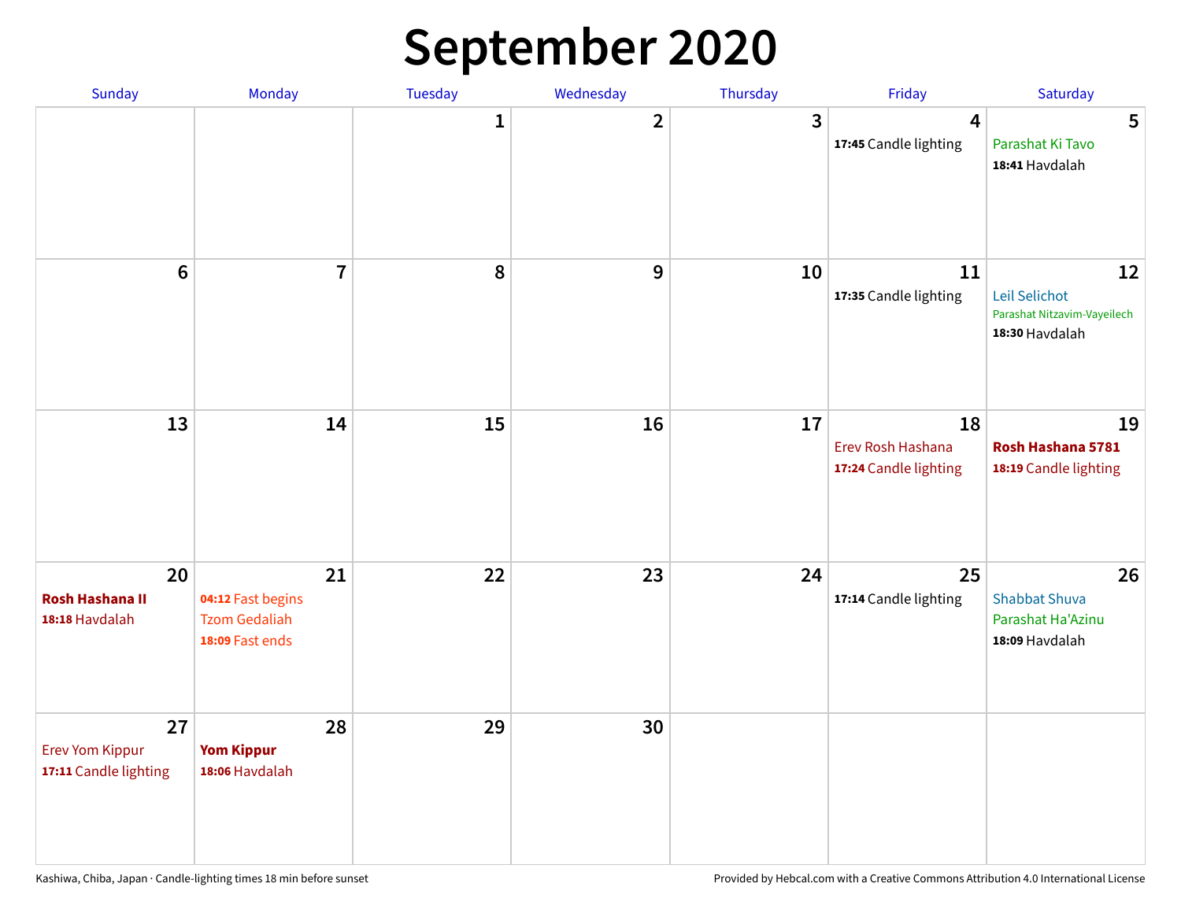# September 2020

| Sunday | Monday | Tuesday | Wednesday | Thursday | Friday | Saturday |
|---|---|---|---|---|---|---|
| | | 1 | 2 | 3 | 4<br>**17:45** Candle lighting | 5<br>Parashat Ki Tavo<br>**18:41** Havdalah |
| 6 | 7 | 8 | 9 | 10 | 11<br>**17:35** Candle lighting | 12<br>Leil Selichot<br>Parashat Nitzavim-Vayeilech<br>**18:30** Havdalah |
| 13 | 14 | 15 | 16 | 17 | 18<br>Erev Rosh Hashana<br>**17:24** Candle lighting | 19<br>**Rosh Hashana 5781**<br>**18:19** Candle lighting |
| 20<br>**Rosh Hashana II**<br>**18:18** Havdalah | 21<br>**04:12** Fast begins<br>Tzom Gedaliah<br>**18:09** Fast ends | 22 | 23 | 24 | 25<br>**17:14** Candle lighting | 26<br>Shabbat Shuva<br>Parashat Ha'Azinu<br>**18:09** Havdalah |
| 27<br>Erev Yom Kippur<br>**17:11** Candle lighting | 28<br>**Yom Kippur**<br>**18:06** Havdalah | 29 | 30 | | | |

Kashiwa, Chiba, Japan · Candle-lighting times 18 min before sunset

Provided by Hebcal.com with a Creative Commons Attribution 4.0 International License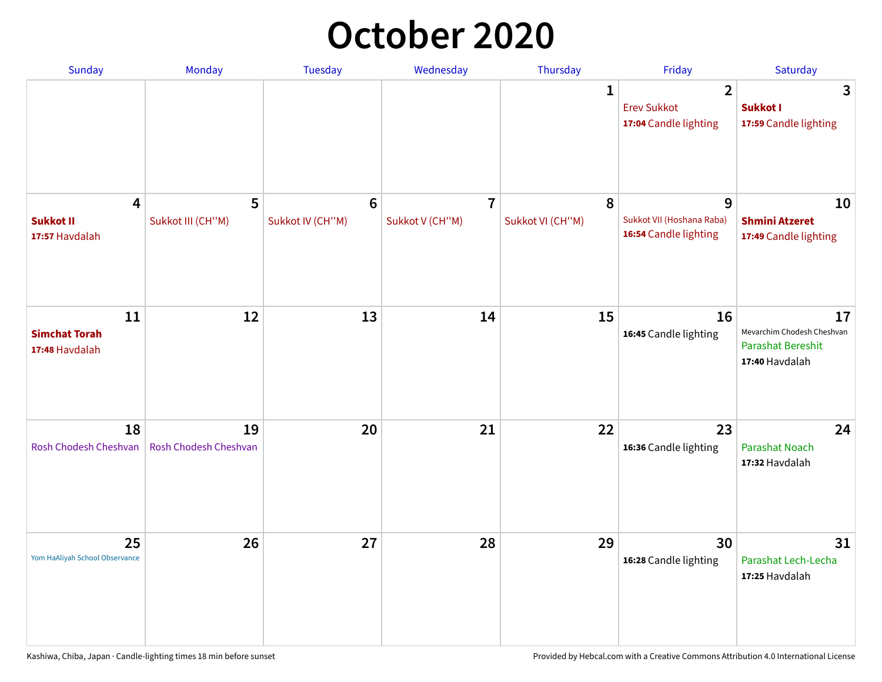# October 2020

| Sunday | Monday | Tuesday | Wednesday | Thursday | Friday | Saturday |
|---|---|---|---|---|---|---|
| | | | | 1 | 2<br>Erev Sukkot<br>**17:04** Candle lighting | 3<br>**Sukkot I**<br>**17:59** Candle lighting |
| 4<br>**Sukkot II**<br>**17:57** Havdalah | 5<br>Sukkot III (CH''M) | 6<br>Sukkot IV (CH''M) | 7<br>Sukkot V (CH''M) | 8<br>Sukkot VI (CH''M) | 9<br>Sukkot VII (Hoshana Raba)<br>**16:54** Candle lighting | 10<br>**Shmini Atzeret**<br>**17:49** Candle lighting |
| 11<br>**Simchat Torah**<br>**17:48** Havdalah | 12 | 13 | 14 | 15 | 16<br>**16:45** Candle lighting | 17<br>Mevarchim Chodesh Cheshvan<br>Parashat Bereshit<br>**17:40** Havdalah |
| 18<br>Rosh Chodesh Cheshvan | 19<br>Rosh Chodesh Cheshvan | 20 | 21 | 22 | 23<br>**16:36** Candle lighting | 24<br>Parashat Noach<br>**17:32** Havdalah |
| 25<br>Yom HaAliyah School Observance | 26 | 27 | 28 | 29 | 30<br>**16:28** Candle lighting | 31<br>Parashat Lech-Lecha<br>**17:25** Havdalah |

Kashiwa, Chiba, Japan · Candle-lighting times 18 min before sunset

Provided by Hebcal.com with a Creative Commons Attribution 4.0 International License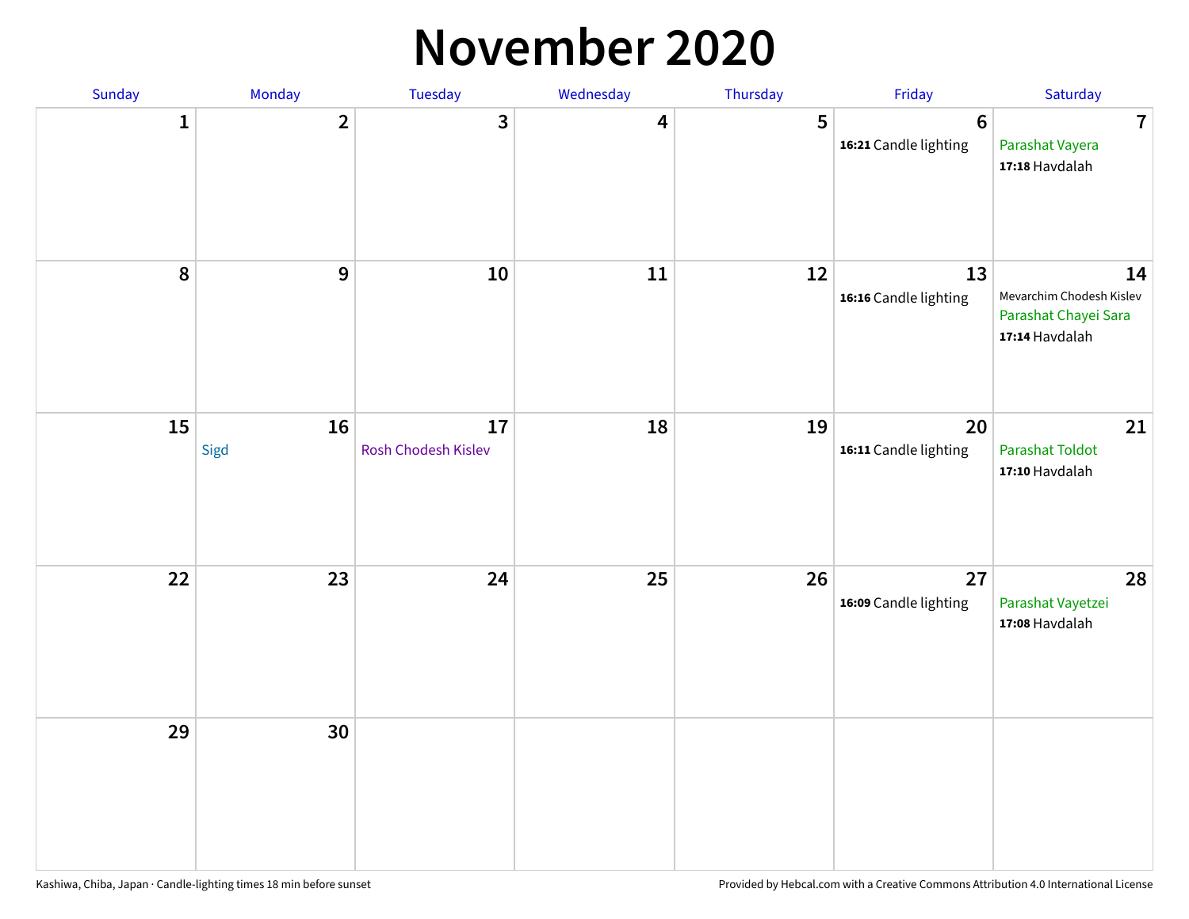# November 2020

| Sunday | Monday | Tuesday | Wednesday | Thursday | Friday | Saturday |
|---|---|---|---|---|---|---|
| 1 | 2 | 3 | 4 | 5 | 6<br>**16:21** Candle lighting | 7<br>Parashat Vayera<br>**17:18** Havdalah |
| 8 | 9 | 10 | 11 | 12 | 13<br>**16:16** Candle lighting | 14<br>Mevarchim Chodesh Kislev<br>Parashat Chayei Sara<br>**17:14** Havdalah |
| 15 | 16<br>Sigd | 17<br>Rosh Chodesh Kislev | 18 | 19 | 20<br>**16:11** Candle lighting | 21<br>Parashat Toldot<br>**17:10** Havdalah |
| 22 | 23 | 24 | 25 | 26 | 27<br>**16:09** Candle lighting | 28<br>Parashat Vayetzei<br>**17:08** Havdalah |
| 29 | 30 | | | | | |

Kashiwa, Chiba, Japan · Candle-lighting times 18 min before sunset

Provided by Hebcal.com with a Creative Commons Attribution 4.0 International License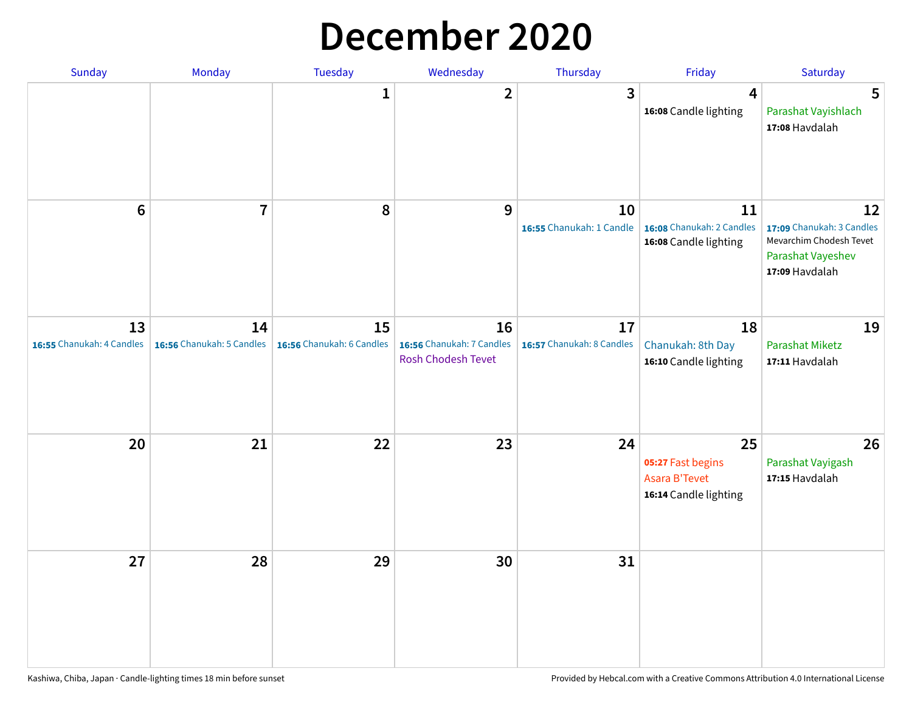# December 2020

| Sunday | Monday | Tuesday | Wednesday | Thursday | Friday | Saturday |
|---|---|---|---|---|---|---|
| | | 1 | 2 | 3 | 4<br>**16:08** Candle lighting | 5<br>Parashat Vayishlach<br>**17:08** Havdalah |
| 6 | 7 | 8 | 9 | 10<br>**16:55** Chanukah: 1 Candle | 11<br>**16:08** Chanukah: 2 Candles<br>**16:08** Candle lighting | 12<br>**17:09** Chanukah: 3 Candles<br>Mevarchim Chodesh Tevet<br>Parashat Vayeshev<br>**17:09** Havdalah |
| 13<br>**16:55** Chanukah: 4 Candles | 14<br>**16:56** Chanukah: 5 Candles | 15<br>**16:56** Chanukah: 6 Candles | 16<br>**16:56** Chanukah: 7 Candles<br>Rosh Chodesh Tevet | 17<br>**16:57** Chanukah: 8 Candles | 18<br>Chanukah: 8th Day<br>**16:10** Candle lighting | 19<br>Parashat Miketz<br>**17:11** Havdalah |
| 20 | 21 | 22 | 23 | 24 | 25<br>**05:27** Fast begins<br>Asara B'Tevet<br>**16:14** Candle lighting | 26<br>Parashat Vayigash<br>**17:15** Havdalah |
| 27 | 28 | 29 | 30 | 31 | | |

Kashiwa, Chiba, Japan · Candle-lighting times 18 min before sunset

Provided by Hebcal.com with a Creative Commons Attribution 4.0 International License